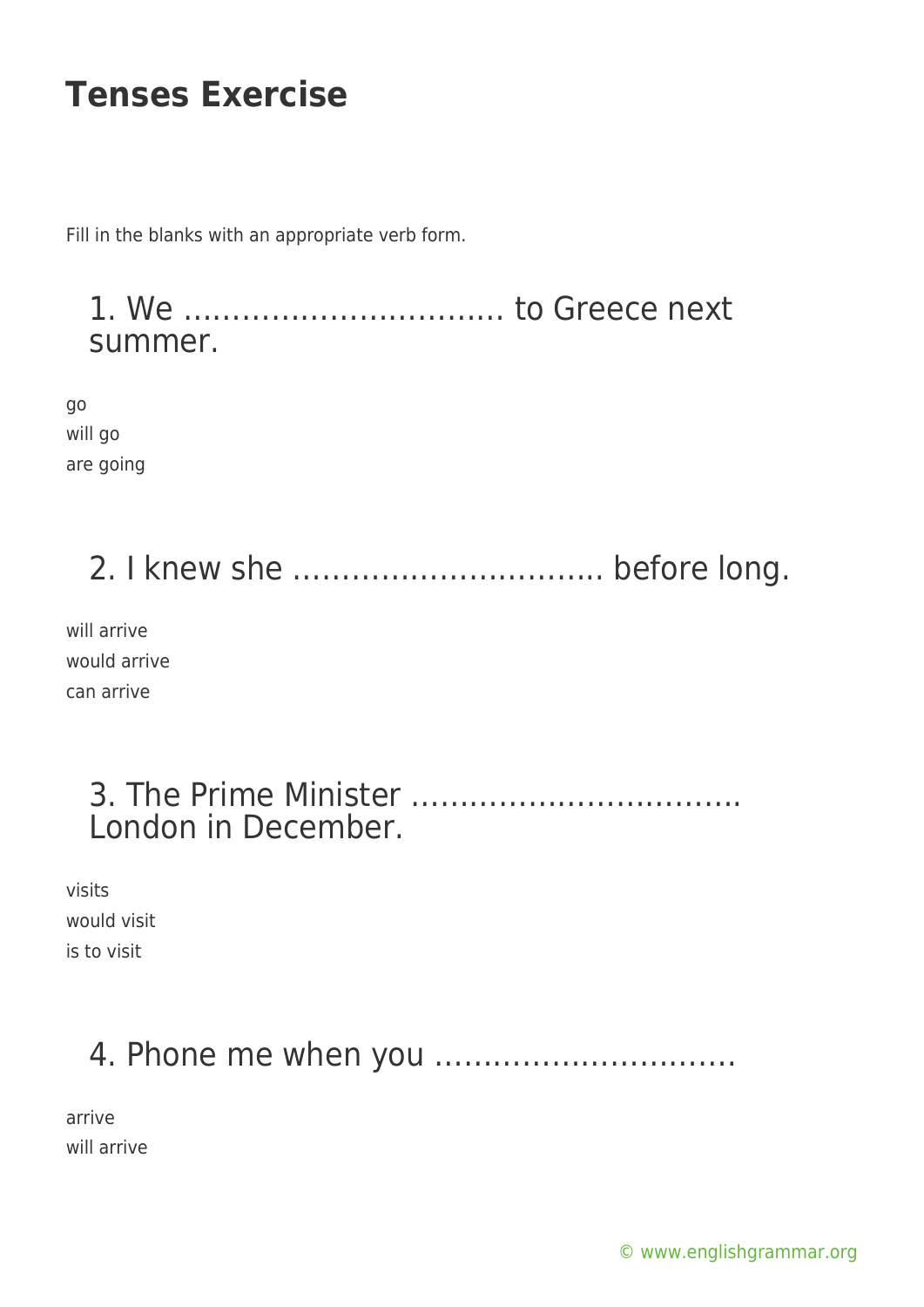# Tenses Exercise

Fill in the blanks with an appropriate verb form.

## 1. We .................................. to Greece next summer.

go
will go
are going

## 2. I knew she ................................ before long.

will arrive
would arrive
can arrive

## 3. The Prime Minister .................................. London in December.

visits
would visit
is to visit

## 4. Phone me when you ...............................

arrive
will arrive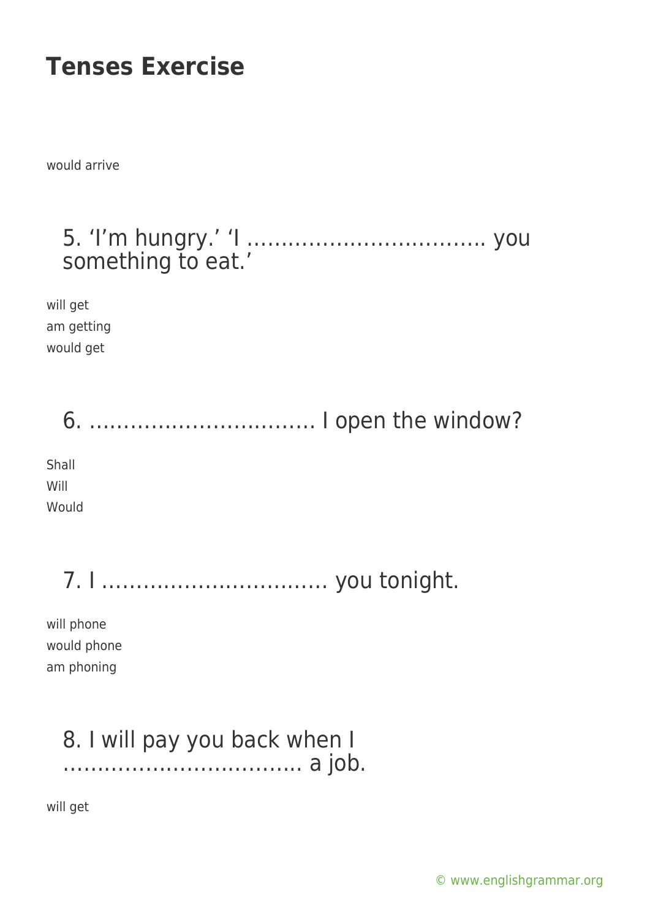# Tenses Exercise

would arrive

## 5. 'I'm hungry.' 'I ……………………………. you something to eat.'

will get
am getting
would get

## 6. …………………………. I open the window?

Shall
Will
Would

## 7. I …………………………. you tonight.

will phone
would phone
am phoning

## 8. I will pay you back when I ……………………………. a job.

will get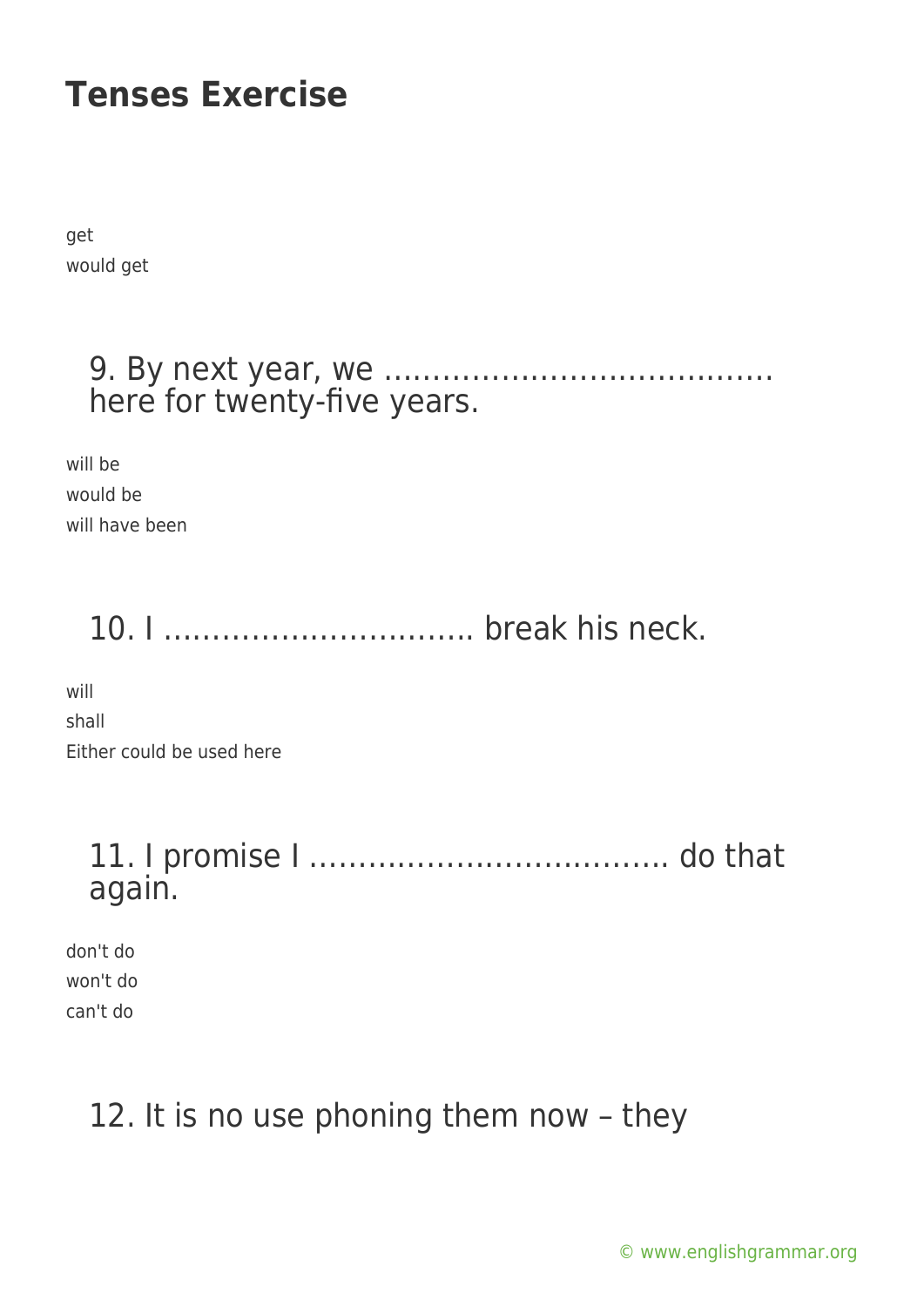# Tenses Exercise

get

would get

## 9. By next year, we ……………………………….. here for twenty-five years.

will be

would be

will have been

## 10. I ………………………….. break his neck.

will

shall

Either could be used here

## 11. I promise I ……………………………… do that again.

don't do

won't do

can't do

## 12. It is no use phoning them now – they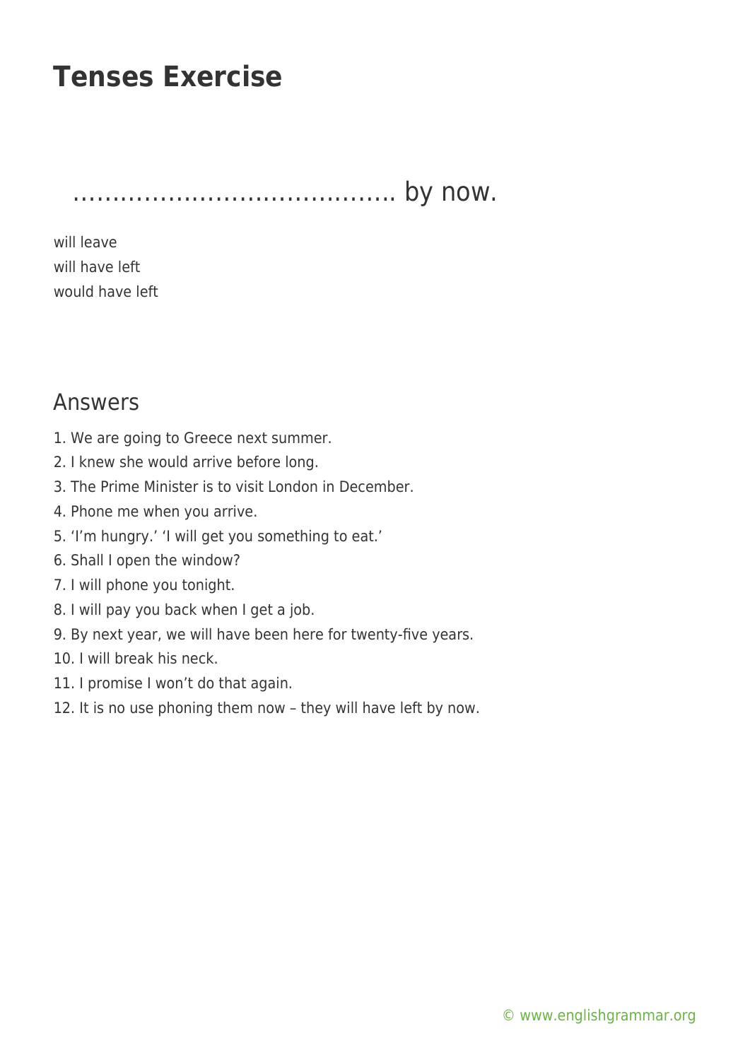# Tenses Exercise

…………………………………. by now.

will leave
will have left
would have left

## Answers

1. We are going to Greece next summer.
2. I knew she would arrive before long.
3. The Prime Minister is to visit London in December.
4. Phone me when you arrive.
5. 'I'm hungry.' 'I will get you something to eat.'
6. Shall I open the window?
7. I will phone you tonight.
8. I will pay you back when I get a job.
9. By next year, we will have been here for twenty-five years.
10. I will break his neck.
11. I promise I won't do that again.
12. It is no use phoning them now – they will have left by now.